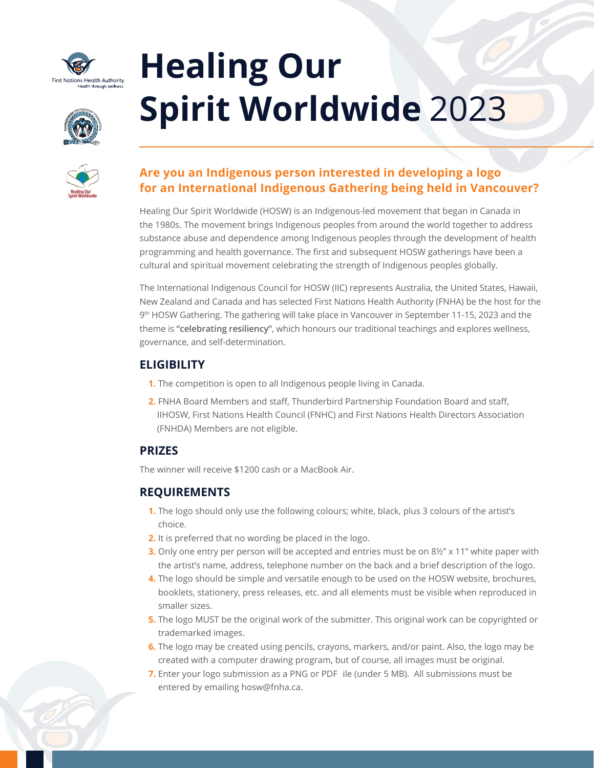# Healing Our Spirit Worldwide 2023

## Are you an Indigenous person interested in developing a logo for an International Indigenous Gathering being held in Vancouver?

Healing Our Spirit Worldwide (HOSW) is an Indigenous-led movement that began in Canada in the 1980s. The movement brings Indigenous peoples from around the world together to address substance abuse and dependence among Indigenous peoples through the development of health programming and health governance. The first and subsequent HOSW gatherings have been a cultural and spiritual movement celebrating the strength of Indigenous peoples globally.

The International Indigenous Council for HOSW (IIC) represents Australia, the United States, Hawaii, New Zealand and Canada and has selected First Nations Health Authority (FNHA) be the host for the 9th HOSW Gathering. The gathering will take place in Vancouver in September 11-15, 2023 and the theme is **"celebrating resiliency"**, which honours our traditional teachings and explores wellness, governance, and self-determination.

### ELIGIBILITY

1. The competition is open to all Indigenous people living in Canada.
2. FNHA Board Members and staff, Thunderbird Partnership Foundation Board and staff, IIHOSW, First Nations Health Council (FNHC) and First Nations Health Directors Association (FNHDA) Members are not eligible.

### PRIZES

The winner will receive $1200 cash or a MacBook Air.

### REQUIREMENTS

1. The logo should only use the following colours; white, black, plus 3 colours of the artist's choice.
2. It is preferred that no wording be placed in the logo.
3. Only one entry per person will be accepted and entries must be on 8½" x 11" white paper with the artist's name, address, telephone number on the back and a brief description of the logo.
4. The logo should be simple and versatile enough to be used on the HOSW website, brochures, booklets, stationery, press releases, etc. and all elements must be visible when reproduced in smaller sizes.
5. The logo MUST be the original work of the submitter. This original work can be copyrighted or trademarked images.
6. The logo may be created using pencils, crayons, markers, and/or paint. Also, the logo may be created with a computer drawing program, but of course, all images must be original.
7. Enter your logo submission as a PNG or PDF ile (under 5 MB). All submissions must be entered by emailing hosw@fnha.ca.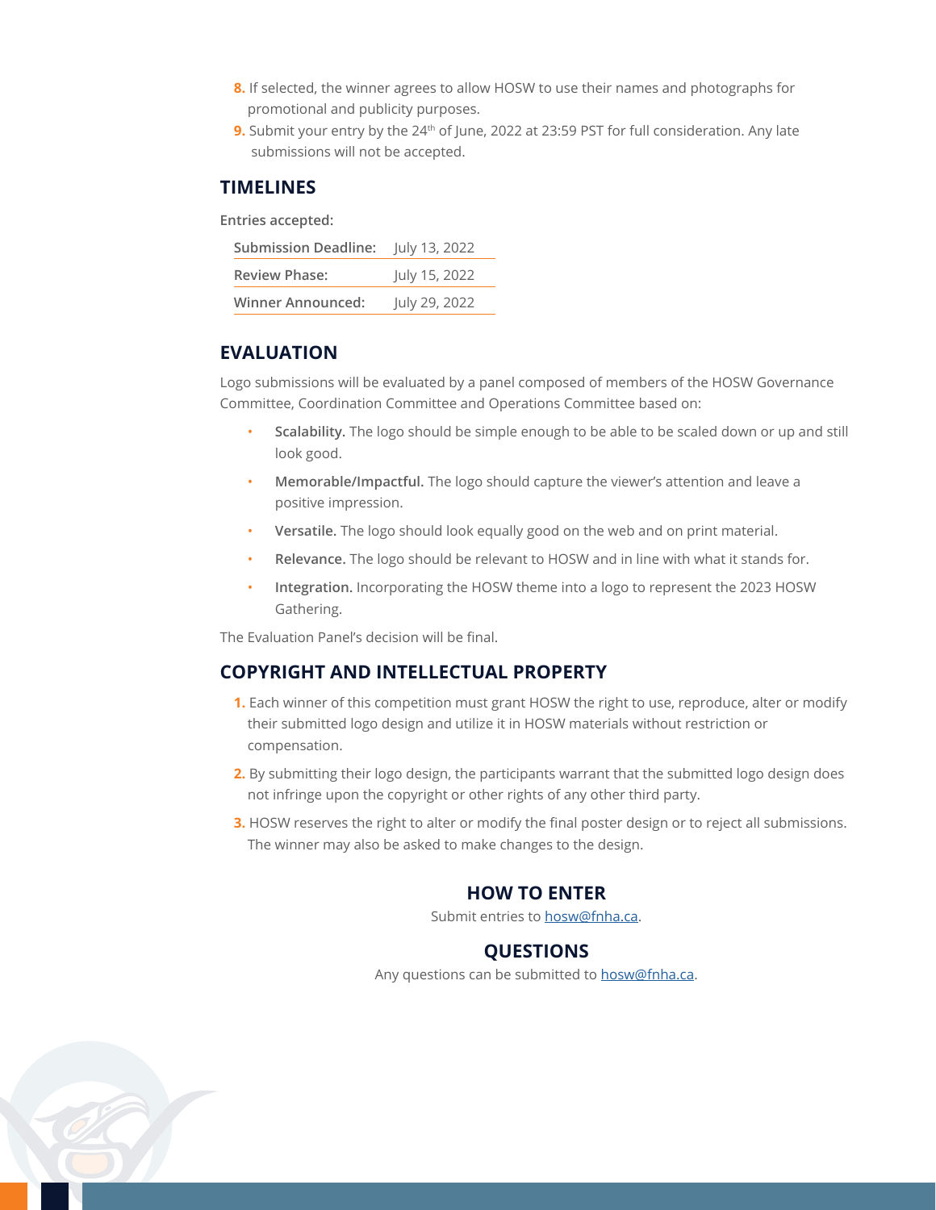8. If selected, the winner agrees to allow HOSW to use their names and photographs for promotional and publicity purposes.
9. Submit your entry by the 24th of June, 2022 at 23:59 PST for full consideration. Any late submissions will not be accepted.

## TIMELINES

Entries accepted:

| | |
|---|---|
| **Submission Deadline:** | July 13, 2022 |
| **Review Phase:** | July 15, 2022 |
| **Winner Announced:** | July 29, 2022 |

## EVALUATION

Logo submissions will be evaluated by a panel composed of members of the HOSW Governance Committee, Coordination Committee and Operations Committee based on:

- **Scalability.** The logo should be simple enough to be able to be scaled down or up and still look good.
- **Memorable/Impactful.** The logo should capture the viewer's attention and leave a positive impression.
- **Versatile.** The logo should look equally good on the web and on print material.
- **Relevance.** The logo should be relevant to HOSW and in line with what it stands for.
- **Integration.** Incorporating the HOSW theme into a logo to represent the 2023 HOSW Gathering.

The Evaluation Panel's decision will be final.

## COPYRIGHT AND INTELLECTUAL PROPERTY

1. Each winner of this competition must grant HOSW the right to use, reproduce, alter or modify their submitted logo design and utilize it in HOSW materials without restriction or compensation.
2. By submitting their logo design, the participants warrant that the submitted logo design does not infringe upon the copyright or other rights of any other third party.
3. HOSW reserves the right to alter or modify the final poster design or to reject all submissions. The winner may also be asked to make changes to the design.

## HOW TO ENTER

Submit entries to hosw@fnha.ca.

## QUESTIONS

Any questions can be submitted to hosw@fnha.ca.